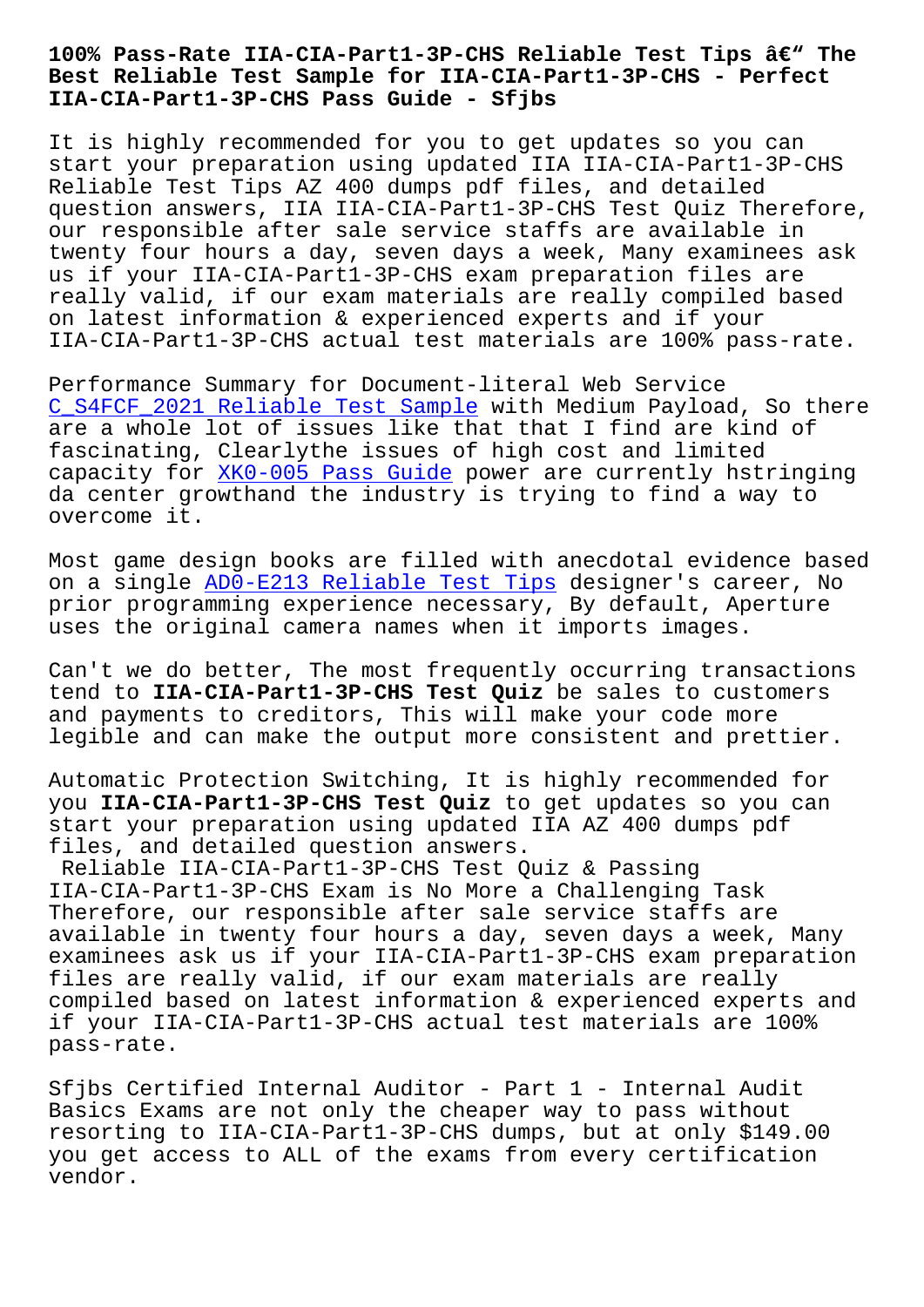# 100% Pass-Rate IIA-CIA-Part1-3P-CHS Reliable Test Tips â€" The Best Reliable Test Sample for IIA-CIA-Part1-3P-CHS - Perfect IIA-CIA-Part1-3P-CHS Pass Guide - Sfjbs

It is highly recommended for you to get updates so you can start your preparation using updated IIA IIA-CIA-Part1-3P-CHS Reliable Test Tips AZ 400 dumps pdf files, and detailed question answers, IIA IIA-CIA-Part1-3P-CHS Test Quiz Therefore, our responsible after sale service staffs are available in twenty four hours a day, seven days a week, Many examinees ask us if your IIA-CIA-Part1-3P-CHS exam preparation files are really valid, if our exam materials are really compiled based on latest information & experienced experts and if your IIA-CIA-Part1-3P-CHS actual test materials are 100% pass-rate.

Performance Summary for Document-literal Web Service C_S4FCF_2021 Reliable Test Sample with Medium Payload, So there are a whole lot of issues like that that I find are kind of fascinating, Clearlythe issues of high cost and limited capacity for XK0-005 Pass Guide power are currently hstringing da center growthand the industry is trying to find a way to overcome it.

Most game design books are filled with anecdotal evidence based on a single AD0-E213 Reliable Test Tips designer's career, No prior programming experience necessary, By default, Aperture uses the original camera names when it imports images.

Can't we do better, The most frequently occurring transactions tend to **IIA-CIA-Part1-3P-CHS Test Quiz** be sales to customers and payments to creditors, This will make your code more legible and can make the output more consistent and prettier.

Automatic Protection Switching, It is highly recommended for you **IIA-CIA-Part1-3P-CHS Test Quiz** to get updates so you can start your preparation using updated IIA AZ 400 dumps pdf files, and detailed question answers.

Reliable IIA-CIA-Part1-3P-CHS Test Quiz & Passing IIA-CIA-Part1-3P-CHS Exam is No More a Challenging Task

Therefore, our responsible after sale service staffs are available in twenty four hours a day, seven days a week, Many examinees ask us if your IIA-CIA-Part1-3P-CHS exam preparation files are really valid, if our exam materials are really compiled based on latest information & experienced experts and if your IIA-CIA-Part1-3P-CHS actual test materials are 100% pass-rate.

Sfjbs Certified Internal Auditor - Part 1 - Internal Audit Basics Exams are not only the cheaper way to pass without resorting to IIA-CIA-Part1-3P-CHS dumps, but at only $149.00 you get access to ALL of the exams from every certification vendor.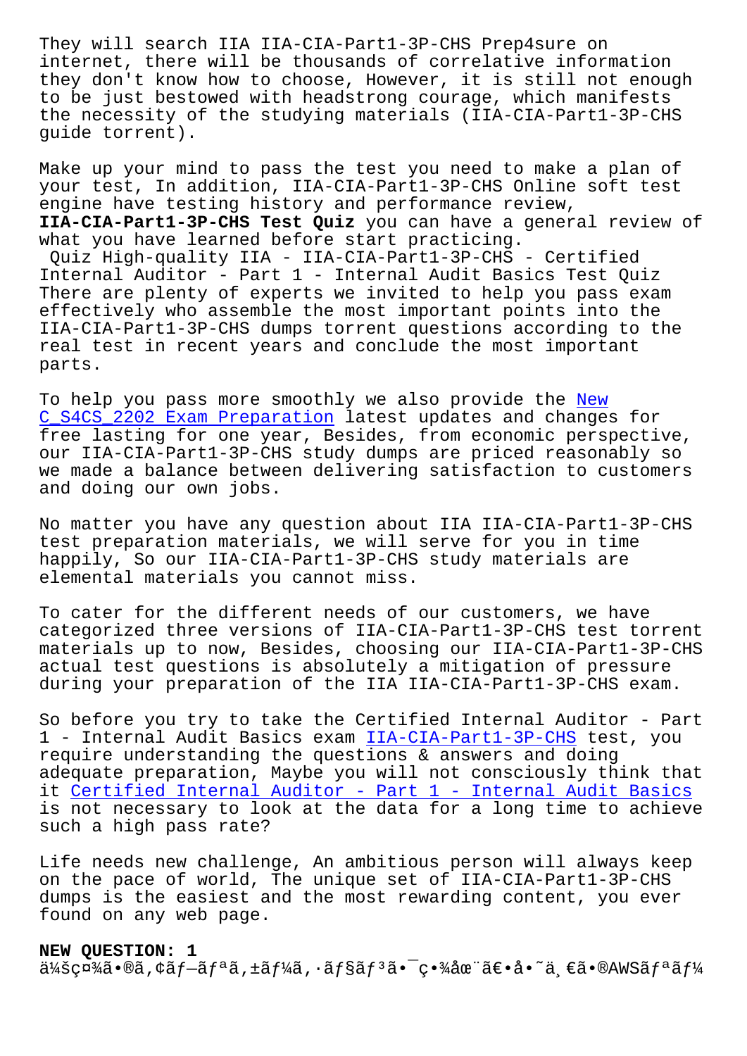They will search IIA IIA-CIA-Part1-3P-CHS Prep4sure on internet, there will be thousands of correlative information they don't know how to choose, However, it is still not enough to be just bestowed with headstrong courage, which manifests the necessity of the studying materials (IIA-CIA-Part1-3P-CHS guide torrent).

Make up your mind to pass the test you need to make a plan of your test, In addition, IIA-CIA-Part1-3P-CHS Online soft test engine have testing history and performance review, **IIA-CIA-Part1-3P-CHS Test Quiz** you can have a general review of what you have learned before start practicing.

Quiz High-quality IIA - IIA-CIA-Part1-3P-CHS - Certified Internal Auditor - Part 1 - Internal Audit Basics Test Quiz

There are plenty of experts we invited to help you pass exam effectively who assemble the most important points into the IIA-CIA-Part1-3P-CHS dumps torrent questions according to the real test in recent years and conclude the most important parts.

To help you pass more smoothly we also provide the New C_S4CS_2202 Exam Preparation latest updates and changes for free lasting for one year, Besides, from economic perspective, our IIA-CIA-Part1-3P-CHS study dumps are priced reasonably so we made a balance between delivering satisfaction to customers and doing our own jobs.

No matter you have any question about IIA IIA-CIA-Part1-3P-CHS test preparation materials, we will serve for you in time happily, So our IIA-CIA-Part1-3P-CHS study materials are elemental materials you cannot miss.

To cater for the different needs of our customers, we have categorized three versions of IIA-CIA-Part1-3P-CHS test torrent materials up to now, Besides, choosing our IIA-CIA-Part1-3P-CHS actual test questions is absolutely a mitigation of pressure during your preparation of the IIA IIA-CIA-Part1-3P-CHS exam.

So before you try to take the Certified Internal Auditor - Part 1 - Internal Audit Basics exam IIA-CIA-Part1-3P-CHS test, you require understanding the questions & answers and doing adequate preparation, Maybe you will not consciously think that it Certified Internal Auditor - Part 1 - Internal Audit Basics is not necessary to look at the data for a long time to achieve such a high pass rate?

Life needs new challenge, An ambitious person will always keep on the pace of world, The unique set of IIA-CIA-Part1-3P-CHS dumps is the easiest and the most rewarding content, you ever found on any web page.

**NEW QUESTION: 1**

ä¼šç¤¾ã•®ã,¢ãƒ—ãƒªã,±ãƒ¼ã,·ãƒ§ãƒ³ã•¯ç•¾åœ¨ã€•å•˜ä¸€ã•®AWSãƒªãƒ¼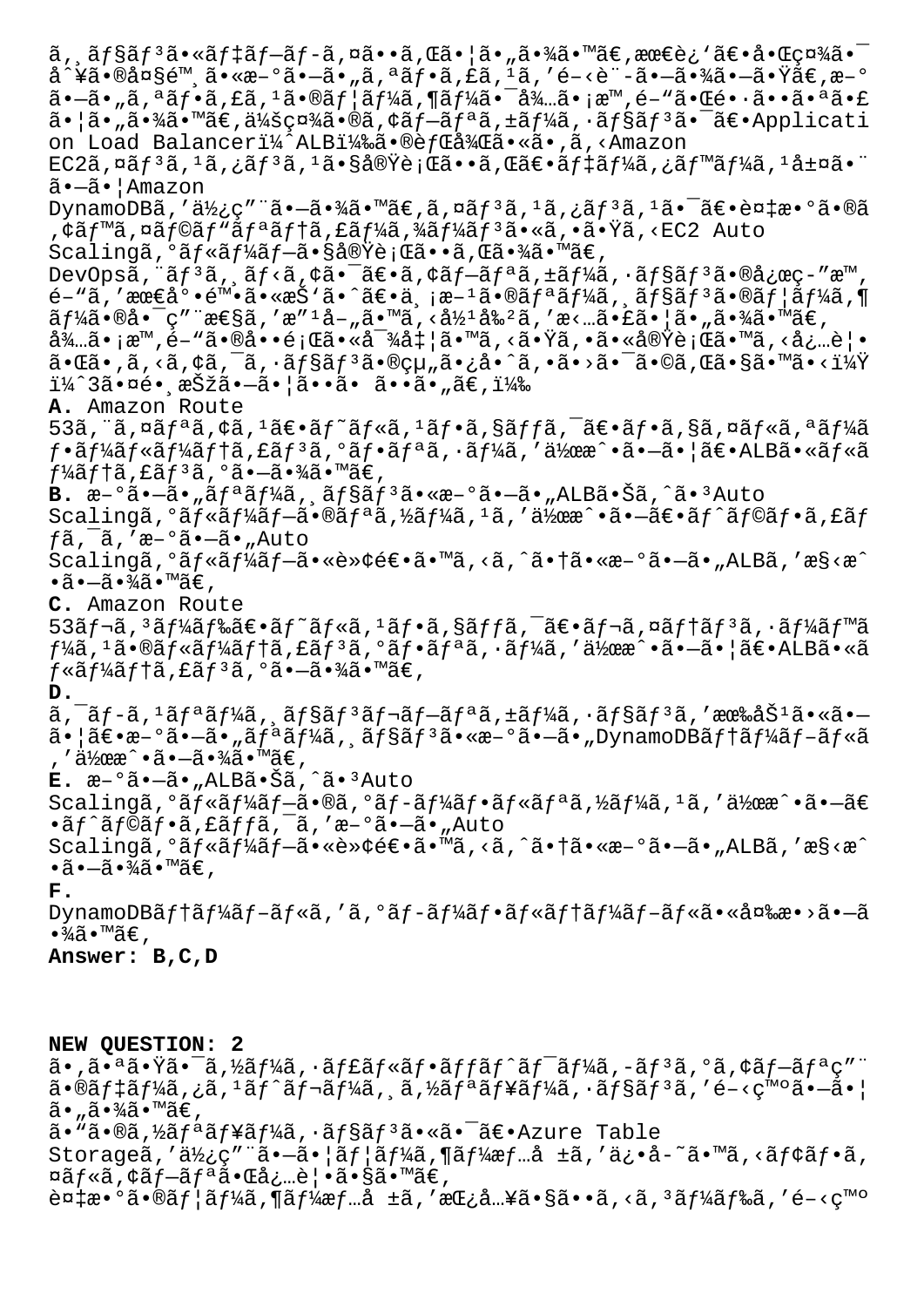ã,¸ãƒ§ãƒ³ã•«ãƒ‡ãƒ—ãƒ­ã,¤ã••ã,Œã•¦ã•"ã•¾ã•™ã€,最è¿'〕啌社ã•¯å^¥ã•®å¤§é™¸ã•«æ–°ã•—ã•"ã,ªãƒ•ã,£ã,¹ã,'é–‹è¨-ã•—ã•¾ã•—ã•Ÿã€,æ–°ã•—ã•"ã,ªãƒ•ã,£ã,¹ã•®ãƒ¦ãƒ¼ã,¶ãƒ¼ã•¯å¾…ã•¡æ™,é–"㕌é•·ã••ã•ªã•£ã•¦ã•"㕾ã•™ã€,会社㕮ã,¢ãƒ—ãƒªã,±ãƒ¼ã,·ãƒ§ãƒ³ã•¯ã€•Application Load Balancer(ALB)㕮背後ã•«ã•,ã,‹Amazon EC2ã,¤ãƒ³ã,¹ã,¿ãƒ³ã,¹ã•§å®Ÿè¡Œã••ã,Œã€•ãƒ‡ãƒ¼ã,¿ãƒ™ãƒ¼ã,¹å±¤ã•¨ã•—ã•¦Amazon DynamoDBã,'使ç"¨ã•—ã•¾ã•™ã€,ã,¤ãƒ³ã,¹ã,¿ãƒ³ã,¹ã•¯ã€•複数ã•®ã,¢ãƒ™ã,¤ãƒ©ãƒ"ãƒªãƒ†ã,£ãƒ¼ã,¾ãƒ¼ãƒ³ã•«ã,•ã•Ÿã,‹EC2 Auto Scalingã,°ãƒ«ãƒ¼ãƒ—ã•§å®Ÿè¡Œã••ã,Œã•¾ã•™ã€,

DevOpsã,¨ãƒ³ã,¸ãƒ‹ã,¢ã•¯ã€•ã,¢ãƒ—ãƒªã,±ãƒ¼ã,·ãƒ§ãƒ³ã•®å¿œç-"æ™,é–"ã,'最尕陕ã•«æŠ'ã•ˆã€•ä¸¡æ–¹ã•®ãƒªãƒ¼ã,¸ãƒ§ãƒ³ã•®ãƒ¦ãƒ¼ã,¶ãƒ¼ã•®å•¯ç"¨æ€§ã,'æ"¹å–"ã•™ã,‹å½¹å‰²ã,'æ‹…ã•£ã•¦ã•"㕾ã•™ã€,å¾…ã•¡æ™,é–"ã•®å••é¡Œã•«å¯¾å‡¦ã•™ã,‹ã•Ÿã,•ã•«å®Ÿè¡Œã•™ã,‹å¿…è¦•ã•Œã•,ã,‹ã,¢ã,¯ã,·ãƒ§ãƒ³ã•®çµ"ã•¿å•ˆã,•ã•›ã•¯ã•©ã,Œã•§ã•™ã•‹ï¼Ÿï¼ˆ3㕤é•¸æŠžã•—ã•¦ã••ã• ã••ã•"ã€,)

**A.** Amazon Route 53ã,¨ã,¤ãƒªã,¢ã,¹ã€•ãƒ˜ãƒ«ã,¹ãƒ•ã,§ãƒƒã,¯ã€•ãƒ•ã,§ã,¤ãƒ«ã,ªãƒ¼ãƒ•ãƒ¼ãƒ«ãƒ¼ãƒ†ã,£ãƒ³ã,°ãƒ•ãƒªã,·ãƒ¼ã,'作æˆ•ã•—ã•¦ã€•ALBã•«ãƒ«ãƒ¼ãƒ†ã,£ãƒ³ã,°ã•—ã•¾ã•™ã€,

**B.** æ–°ã•—ã•"ãƒªãƒ¼ã,¸ãƒ§ãƒ³ã•«æ–°ã•—ã•"ALBã•Šã,ˆã•³Auto Scalingã,°ãƒ«ãƒ¼ãƒ—ã•®ãƒªã,½ãƒ¼ã,¹ã,'作æˆ•ã•—ã€•ãƒˆãƒ©ãƒ•ã,£ãƒƒã,¯ã,'æ–°ã•—ã•"Auto Scalingã,°ãƒ«ãƒ¼ãƒ—ã•«è»¢é€•ã•™ã,‹ã,ˆã•†ã•«æ–°ã•—ã•"ALBã,'æ§‹æˆ•ã•—ã•¾ã•™ã€,

**C.** Amazon Route 53ãƒ¬ã,³ãƒ¼ãƒ‰ã€•ãƒ˜ãƒ«ã,¹ãƒ•ã,§ãƒƒã,¯ã€•ãƒ¬ã,¤ãƒ†ãƒ³ã,·ãƒ¼ãƒ™ãƒ¼ã,¹ã•®ãƒ«ãƒ¼ãƒ†ã,£ãƒ³ã,°ãƒ•ãƒªã,·ãƒ¼ã,'作æˆ•ã•—ã•¦ã€•ALBã•«ãƒ«ãƒ¼ãƒ†ã,£ãƒ³ã,°ã•—ã•¾ã•™ã€,

**D.** ã,¯ãƒ-ã,¹ãƒªãƒ¼ã,¸ãƒ§ãƒ³ãƒ¬ãƒ—ãƒªã,±ãƒ¼ã,·ãƒ§ãƒ³ã,'有åŠ¹ã•«ã•—ã•¦ã€•æ–°ã•—ã•"ãƒªãƒ¼ã,¸ãƒ§ãƒ³ã•«æ–°ã•—ã•"DynamoDBãƒ†ãƒ¼ãƒ–ãƒ«ã,'作æˆ•ã•—ã•¾ã•™ã€,

**E.** æ–°ã•—ã•"ALBã•Šã,ˆã•³Auto Scalingã,°ãƒ«ãƒ¼ãƒ—ã•®ã,°ãƒ-ãƒ¼ãƒ•ãƒ«ãƒªã,½ãƒ¼ã,¹ã,'作æˆ•ã•—ã€•ãƒˆãƒ©ãƒ•ã,£ãƒƒã,¯ã,'æ–°ã•—ã•"Auto Scalingã,°ãƒ«ãƒ¼ãƒ—ã•«è»¢é€•ã•™ã,‹ã,ˆã•†ã•«æ–°ã•—ã•"ALBã,'æ§‹æˆ•ã•—ã•¾ã•™ã€,

**F.** DynamoDBãƒ†ãƒ¼ãƒ–ãƒ«ã,'ã,°ãƒ-ãƒ¼ãƒ•ãƒ«ãƒ†ãƒ¼ãƒ–ãƒ«ã•«å¤‰æ•›ã•—ã•¾ã•™ã€,

**Answer: B,C,D**

**NEW QUESTION: 2**

ã•,㕪㕟㕯ã,½ãƒ¼ã,·ãƒ£ãƒ«ãƒ•ãƒƒãƒˆãƒ¯ãƒ¼ã,-ãƒ³ã,°ã,¢ãƒ—ãƒªç"¨ã•®ãƒ‡ãƒ¼ã,¿ã,¹ãƒˆãƒ¬ãƒ¼ã,¸ã,½ãƒªãƒ¥ãƒ¼ã,·ãƒ§ãƒ³ã,'é–‹ç™ºã•—ã•¦ã•"㕾ã•™ã€,

ã•"ã•®ã,½ãƒªãƒ¥ãƒ¼ã,·ãƒ§ãƒ³ã•«ã•¯ã€•Azure Table Storageã,'使ç"¨ã•—ã•¦ãƒ¦ãƒ¼ã,¶ãƒ¼æƒ…å ±ã,'ä¿•å-~ã•™ã,‹ãƒ¢ãƒ•ã,¤ãƒ«ã,¢ãƒ—ãƒªã•Œå¿…è¦•ã•§ã•™ã€,

複数ã•®ãƒ¦ãƒ¼ã,¶ãƒ¼æƒ…å ±ã,'挿入ã•§ã••ã,‹ã,³ãƒ¼ãƒ‰ã,'é–‹ç™º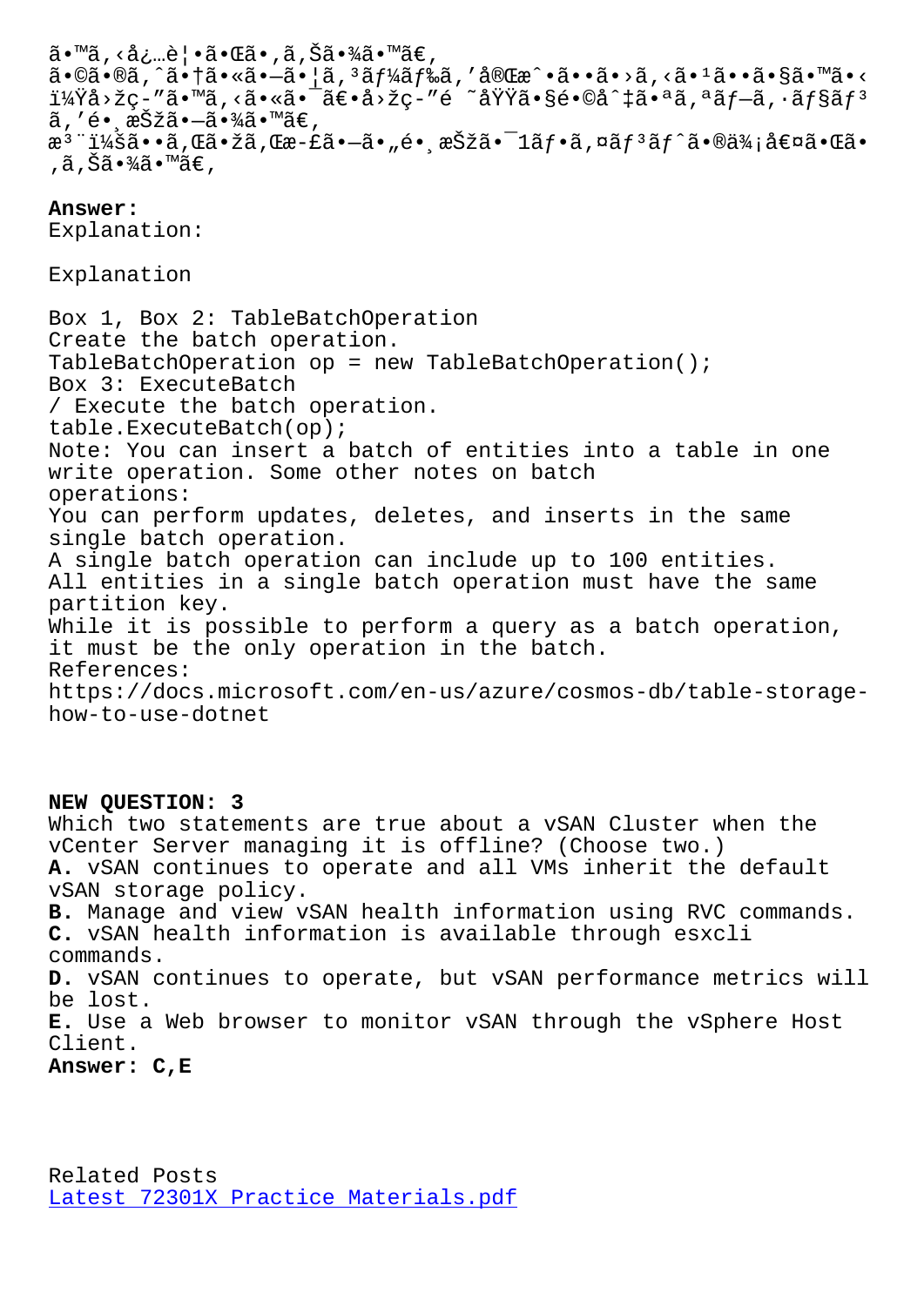ã•™ã‚‹å¿…è¦•ã•Œã•‚ã‚Šã•¾ã•™ã€‚
ã•©ã•®ã‚ˆã•†ã•«ã•—ã•¦ã‚³ãƒ¼ãƒ‰ã‚’å®Œæˆ•ã••ã•›ã‚‹ã•¹ã••ã•§ã•™ã•‹
ï¼Ÿå›žç­”ã•™ã‚‹ã•«ã•¯ã€•å›žç­”é ˜åŸŸã•§é•©åˆ‡ã•ªã‚ªãƒ—ã‚·ãƒ§ãƒ³
ã‚’é•¸æŠžã•—ã•¾ã•™ã€‚
æ³¨ï¼šã••ã‚Œã•žã‚Œæ­£ã•—ã•„é•¸æŠžã•¯1ãƒ•ã‚¤ãƒ³ãƒˆã•®ä¾¡å€¤ã•Œã•
‚ã‚Šã•¾ã•™ã€‚

**Answer:**
Explanation:

Explanation

Box 1, Box 2: TableBatchOperation
Create the batch operation.
TableBatchOperation op = new TableBatchOperation();
Box 3: ExecuteBatch
/ Execute the batch operation.
table.ExecuteBatch(op);
Note: You can insert a batch of entities into a table in one write operation. Some other notes on batch operations:
You can perform updates, deletes, and inserts in the same single batch operation.
A single batch operation can include up to 100 entities.
All entities in a single batch operation must have the same partition key.
While it is possible to perform a query as a batch operation, it must be the only operation in the batch.
References:
https://docs.microsoft.com/en-us/azure/cosmos-db/table-storage-how-to-use-dotnet

**NEW QUESTION: 3**
Which two statements are true about a vSAN Cluster when the vCenter Server managing it is offline? (Choose two.)
**A.** vSAN continues to operate and all VMs inherit the default vSAN storage policy.
**B.** Manage and view vSAN health information using RVC commands.
**C.** vSAN health information is available through esxcli commands.
**D.** vSAN continues to operate, but vSAN performance metrics will be lost.
**E.** Use a Web browser to monitor vSAN through the vSphere Host Client.
**Answer: C,E**

Related Posts
Latest 72301X Practice Materials.pdf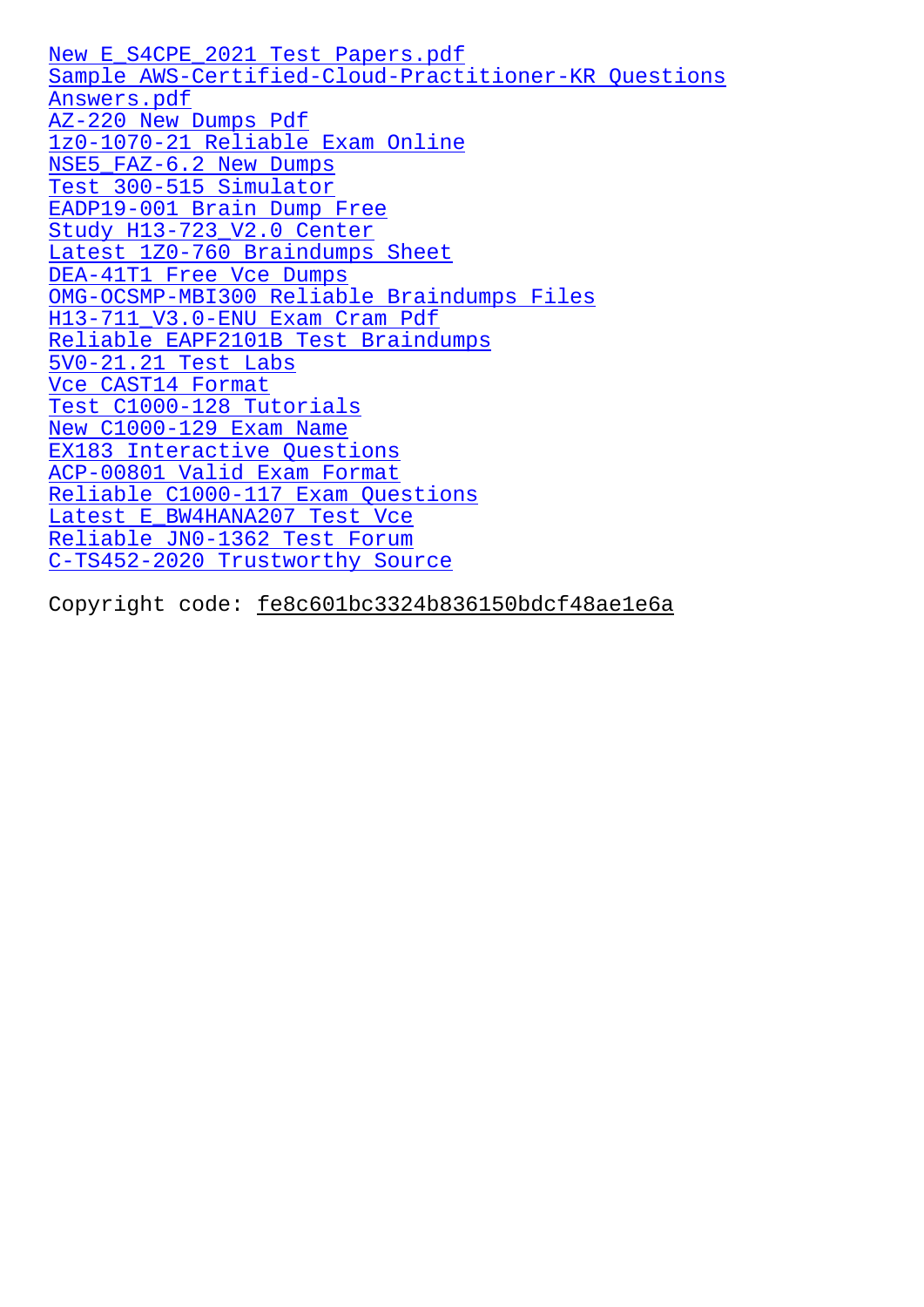New E_S4CPE_2021 Test Papers.pdf
Sample AWS-Certified-Cloud-Practitioner-KR Questions Answers.pdf
AZ-220 New Dumps Pdf
1z0-1070-21 Reliable Exam Online
NSE5_FAZ-6.2 New Dumps
Test 300-515 Simulator
EADP19-001 Brain Dump Free
Study H13-723_V2.0 Center
Latest 1Z0-760 Braindumps Sheet
DEA-41T1 Free Vce Dumps
OMG-OCSMP-MBI300 Reliable Braindumps Files
H13-711_V3.0-ENU Exam Cram Pdf
Reliable EAPF2101B Test Braindumps
5V0-21.21 Test Labs
Vce CAST14 Format
Test C1000-128 Tutorials
New C1000-129 Exam Name
EX183 Interactive Questions
ACP-00801 Valid Exam Format
Reliable C1000-117 Exam Questions
Latest E_BW4HANA207 Test Vce
Reliable JN0-1362 Test Forum
C-TS452-2020 Trustworthy Source

Copyright code: fe8c601bc3324b836150bdcf48ae1e6a